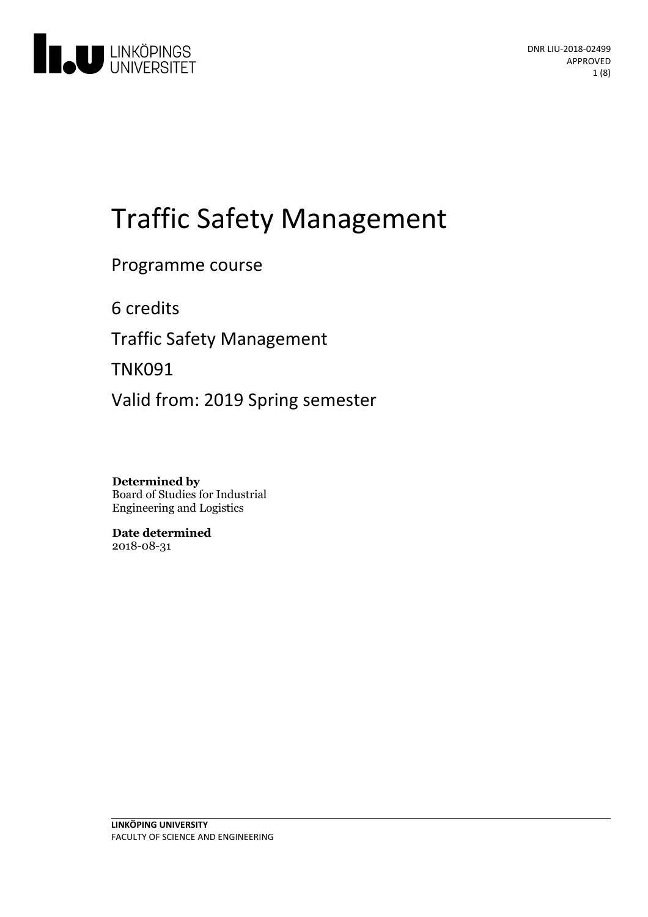DNR LIU-2018-02499
APPROVED

# Traffic Safety Management

Programme course

6 credits

Traffic Safety Management

TNK091

Valid from: 2019 Spring semester

**Determined by**
Board of Studies for Industrial Engineering and Logistics

**Date determined**
2018-08-31

**LINKÖPING UNIVERSITY**
FACULTY OF SCIENCE AND ENGINEERING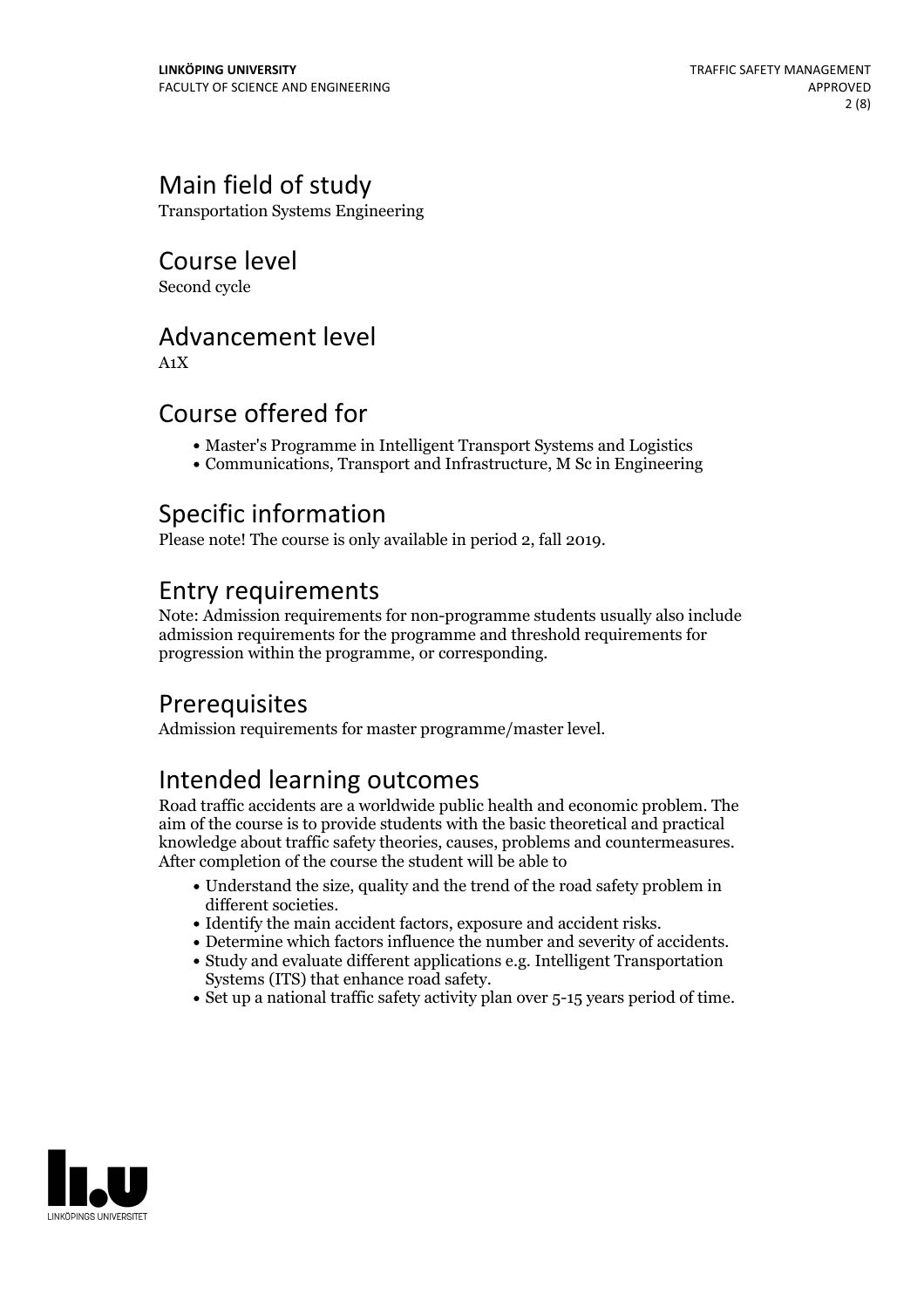## Main field of study

Transportation Systems Engineering

## Course level

Second cycle

## Advancement level

A1X

## Course offered for

- Master's Programme in Intelligent Transport Systems and Logistics
- Communications, Transport and Infrastructure, M Sc in Engineering

## Specific information

Please note! The course is only available in period 2, fall 2019.

## Entry requirements

Note: Admission requirements for non-programme students usually also include admission requirements for the programme and threshold requirements for progression within the programme, or corresponding.

## Prerequisites

Admission requirements for master programme/master level.

## Intended learning outcomes

Road traffic accidents are a worldwide public health and economic problem. The aim of the course is to provide students with the basic theoretical and practical knowledge about traffic safety theories, causes, problems and countermeasures. After completion of the course the student will be able to

- Understand the size, quality and the trend of the road safety problem in different societies.
- Identify the main accident factors, exposure and accident risks.
- Determine which factors influence the number and severity of accidents.
- Study and evaluate different applications e.g. Intelligent Transportation Systems (ITS) that enhance road safety.
- Set up a national traffic safety activity plan over 5-15 years period of time.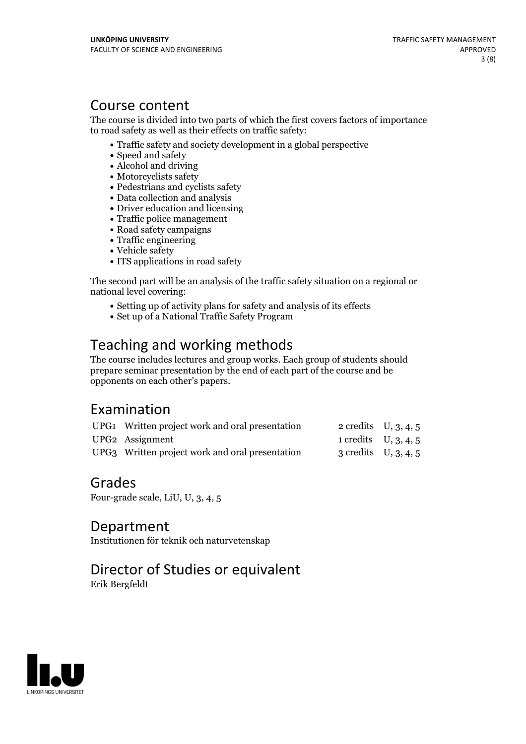## Course content

The course is divided into two parts of which the first covers factors of importance to road safety as well as their effects on traffic safety:

- Traffic safety and society development in a global perspective
- Speed and safety
- Alcohol and driving
- Motorcyclists safety
- Pedestrians and cyclists safety
- Data collection and analysis
- Driver education and licensing
- Traffic police management
- Road safety campaigns
- Traffic engineering
- Vehicle safety
- ITS applications in road safety

The second part will be an analysis of the traffic safety situation on a regional or national level covering:

- Setting up of activity plans for safety and analysis of its effects
- Set up of a National Traffic Safety Program

## Teaching and working methods

The course includes lectures and group works. Each group of students should prepare seminar presentation by the end of each part of the course and be opponents on each other's papers.

## Examination

| | | | |
|---|---|---|---|
| UPG1 | Written project work and oral presentation | 2 credits | U, 3, 4, 5 |
| UPG2 | Assignment | 1 credits | U, 3, 4, 5 |
| UPG3 | Written project work and oral presentation | 3 credits | U, 3, 4, 5 |

## Grades

Four-grade scale, LiU, U, 3, 4, 5

## Department

Institutionen för teknik och naturvetenskap

## Director of Studies or equivalent

Erik Bergfeldt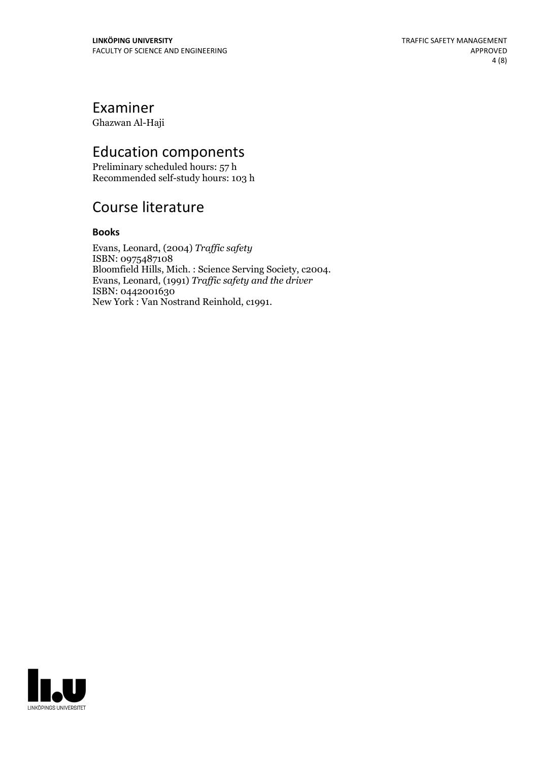## Examiner

Ghazwan Al-Haji

## Education components

Preliminary scheduled hours: 57 h
Recommended self-study hours: 103 h

## Course literature

### Books

Evans, Leonard, (2004) *Traffic safety*
ISBN: 0975487108
Bloomfield Hills, Mich. : Science Serving Society, c2004.
Evans, Leonard, (1991) *Traffic safety and the driver*
ISBN: 0442001630
New York : Van Nostrand Reinhold, c1991.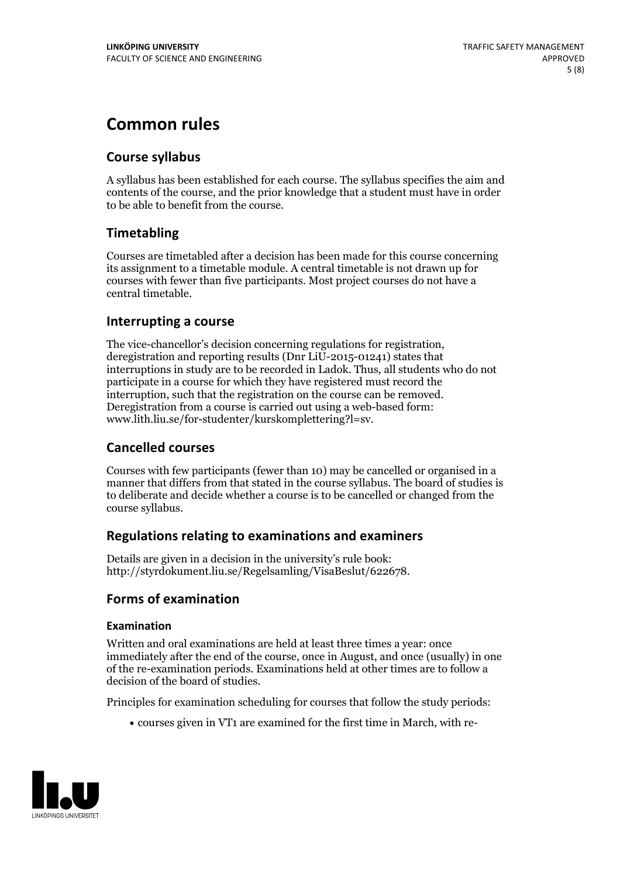# Common rules

## Course syllabus

A syllabus has been established for each course. The syllabus specifies the aim and contents of the course, and the prior knowledge that a student must have in order to be able to benefit from the course.

## Timetabling

Courses are timetabled after a decision has been made for this course concerning its assignment to a timetable module. A central timetable is not drawn up for courses with fewer than five participants. Most project courses do not have a central timetable.

## Interrupting a course

The vice-chancellor's decision concerning regulations for registration, deregistration and reporting results (Dnr LiU-2015-01241) states that interruptions in study are to be recorded in Ladok. Thus, all students who do not participate in a course for which they have registered must record the interruption, such that the registration on the course can be removed. Deregistration from a course is carried out using a web-based form: www.lith.liu.se/for-studenter/kurskomplettering?l=sv.

## Cancelled courses

Courses with few participants (fewer than 10) may be cancelled or organised in a manner that differs from that stated in the course syllabus. The board of studies is to deliberate and decide whether a course is to be cancelled or changed from the course syllabus.

## Regulations relating to examinations and examiners

Details are given in a decision in the university's rule book: http://styrdokument.liu.se/Regelsamling/VisaBeslut/622678.

## Forms of examination

### Examination

Written and oral examinations are held at least three times a year: once immediately after the end of the course, once in August, and once (usually) in one of the re-examination periods. Examinations held at other times are to follow a decision of the board of studies.

Principles for examination scheduling for courses that follow the study periods:

- courses given in VT1 are examined for the first time in March, with re-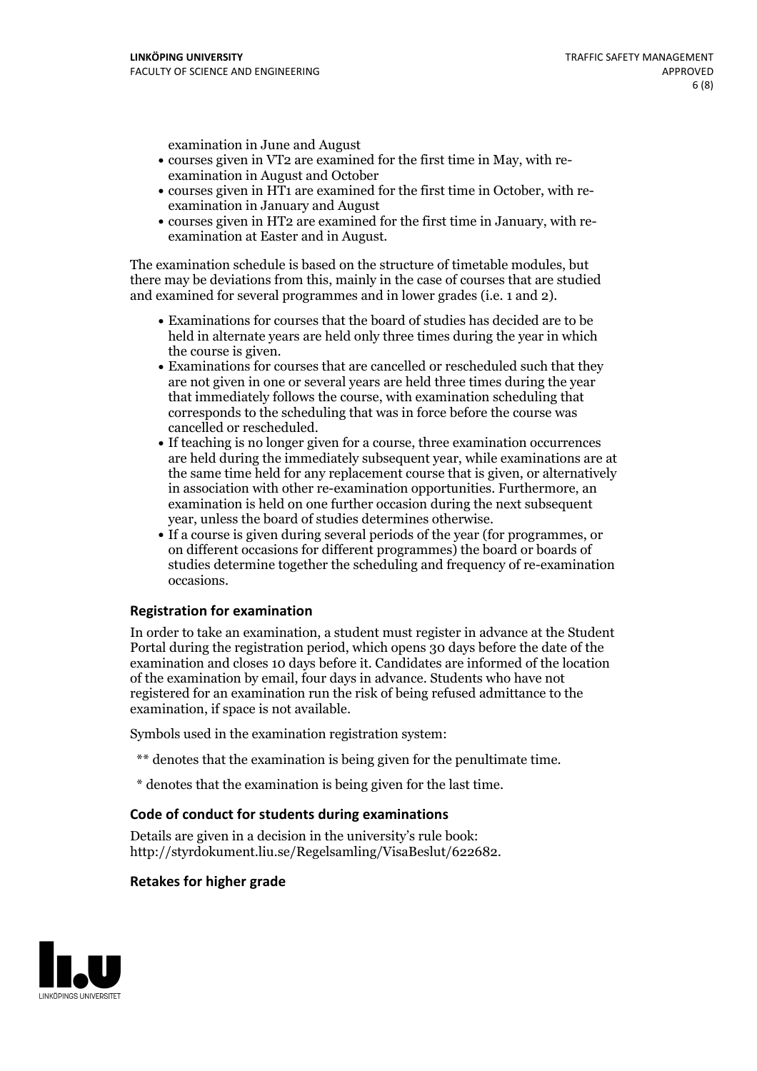examination in June and August

- courses given in VT2 are examined for the first time in May, with re-examination in August and October
- courses given in HT1 are examined for the first time in October, with re-examination in January and August
- courses given in HT2 are examined for the first time in January, with re-examination at Easter and in August.

The examination schedule is based on the structure of timetable modules, but there may be deviations from this, mainly in the case of courses that are studied and examined for several programmes and in lower grades (i.e. 1 and 2).

- Examinations for courses that the board of studies has decided are to be held in alternate years are held only three times during the year in which the course is given.
- Examinations for courses that are cancelled or rescheduled such that they are not given in one or several years are held three times during the year that immediately follows the course, with examination scheduling that corresponds to the scheduling that was in force before the course was cancelled or rescheduled.
- If teaching is no longer given for a course, three examination occurrences are held during the immediately subsequent year, while examinations are at the same time held for any replacement course that is given, or alternatively in association with other re-examination opportunities. Furthermore, an examination is held on one further occasion during the next subsequent year, unless the board of studies determines otherwise.
- If a course is given during several periods of the year (for programmes, or on different occasions for different programmes) the board or boards of studies determine together the scheduling and frequency of re-examination occasions.

### Registration for examination

In order to take an examination, a student must register in advance at the Student Portal during the registration period, which opens 30 days before the date of the examination and closes 10 days before it. Candidates are informed of the location of the examination by email, four days in advance. Students who have not registered for an examination run the risk of being refused admittance to the examination, if space is not available.

Symbols used in the examination registration system:

** denotes that the examination is being given for the penultimate time.

* denotes that the examination is being given for the last time.

### Code of conduct for students during examinations

Details are given in a decision in the university's rule book: http://styrdokument.liu.se/Regelsamling/VisaBeslut/622682.

### Retakes for higher grade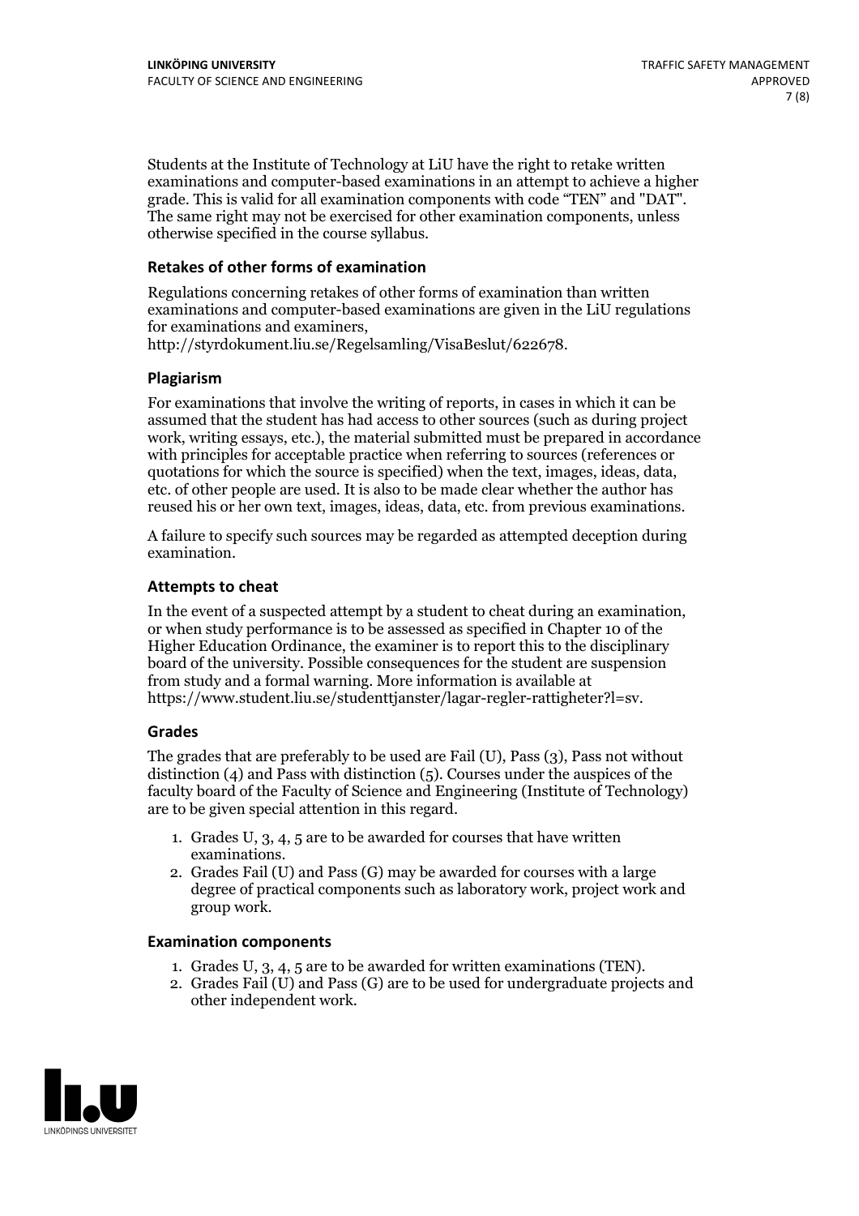Students at the Institute of Technology at LiU have the right to retake written examinations and computer-based examinations in an attempt to achieve a higher grade. This is valid for all examination components with code "TEN" and "DAT". The same right may not be exercised for other examination components, unless otherwise specified in the course syllabus.

### Retakes of other forms of examination

Regulations concerning retakes of other forms of examination than written examinations and computer-based examinations are given in the LiU regulations for examinations and examiners, http://styrdokument.liu.se/Regelsamling/VisaBeslut/622678.

### Plagiarism

For examinations that involve the writing of reports, in cases in which it can be assumed that the student has had access to other sources (such as during project work, writing essays, etc.), the material submitted must be prepared in accordance with principles for acceptable practice when referring to sources (references or quotations for which the source is specified) when the text, images, ideas, data, etc. of other people are used. It is also to be made clear whether the author has reused his or her own text, images, ideas, data, etc. from previous examinations.

A failure to specify such sources may be regarded as attempted deception during examination.

### Attempts to cheat

In the event of a suspected attempt by a student to cheat during an examination, or when study performance is to be assessed as specified in Chapter 10 of the Higher Education Ordinance, the examiner is to report this to the disciplinary board of the university. Possible consequences for the student are suspension from study and a formal warning. More information is available at https://www.student.liu.se/studenttjanster/lagar-regler-rattigheter?l=sv.

### Grades

The grades that are preferably to be used are Fail (U), Pass (3), Pass not without distinction (4) and Pass with distinction (5). Courses under the auspices of the faculty board of the Faculty of Science and Engineering (Institute of Technology) are to be given special attention in this regard.

1. Grades U, 3, 4, 5 are to be awarded for courses that have written examinations.
2. Grades Fail (U) and Pass (G) may be awarded for courses with a large degree of practical components such as laboratory work, project work and group work.

### Examination components

1. Grades U, 3, 4, 5 are to be awarded for written examinations (TEN).
2. Grades Fail (U) and Pass (G) are to be used for undergraduate projects and other independent work.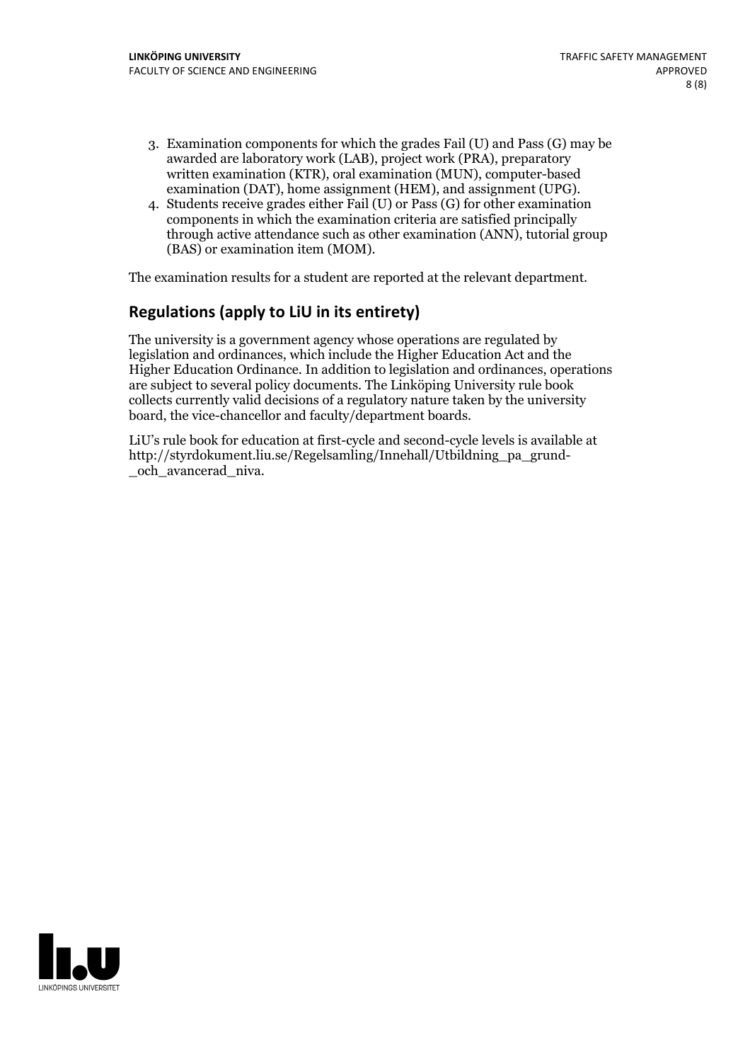3. Examination components for which the grades Fail (U) and Pass (G) may be awarded are laboratory work (LAB), project work (PRA), preparatory written examination (KTR), oral examination (MUN), computer-based examination (DAT), home assignment (HEM), and assignment (UPG).
4. Students receive grades either Fail (U) or Pass (G) for other examination components in which the examination criteria are satisfied principally through active attendance such as other examination (ANN), tutorial group (BAS) or examination item (MOM).

The examination results for a student are reported at the relevant department.

## Regulations (apply to LiU in its entirety)

The university is a government agency whose operations are regulated by legislation and ordinances, which include the Higher Education Act and the Higher Education Ordinance. In addition to legislation and ordinances, operations are subject to several policy documents. The Linköping University rule book collects currently valid decisions of a regulatory nature taken by the university board, the vice-chancellor and faculty/department boards.

LiU's rule book for education at first-cycle and second-cycle levels is available at http://styrdokument.liu.se/Regelsamling/Innehall/Utbildning_pa_grund-_och_avancerad_niva.